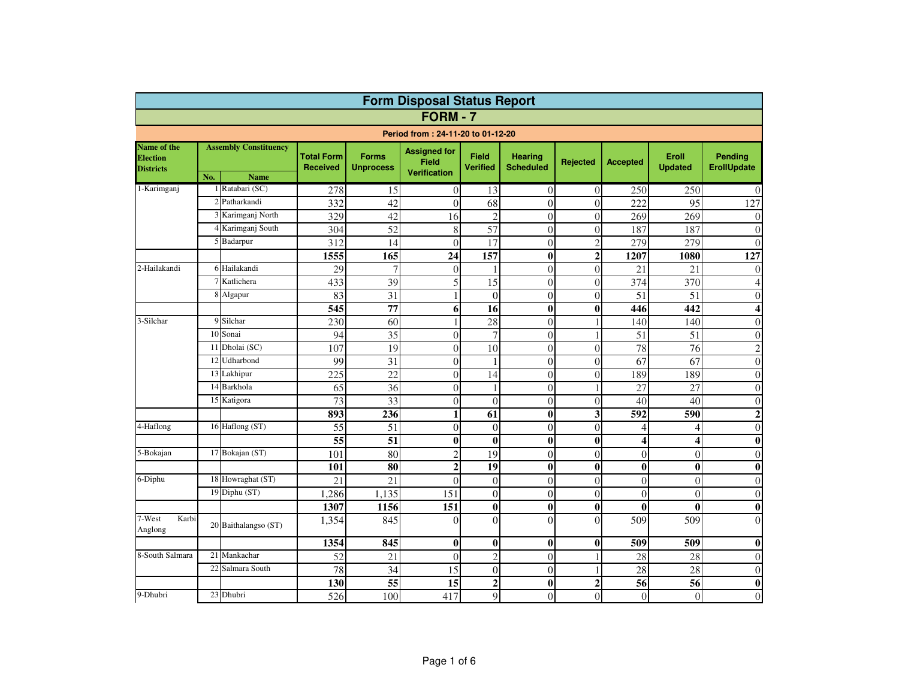# Form Disposal Status Report

## FORM - 7

**Period from : 24-11-20 to 01-12-20**

| Name of the Election Districts | Assembly Constituency No. | Assembly Constituency Name | Total Form Received | Forms Unprocess | Assigned for Field Verification | Field Verified | Hearing Scheduled | Rejected | Accepted | Eroll Updated | Pending ErollUpdate |
|---|---|---|---|---|---|---|---|---|---|---|---|
| 1-Karimganj | 1 | Ratabari (SC) | 278 | 15 | 0 | 13 | 0 | 0 | 250 | 250 | 0 |
| | 2 | Patharkandi | 332 | 42 | 0 | 68 | 0 | 0 | 222 | 95 | 127 |
| | 3 | Karimganj North | 329 | 42 | 16 | 2 | 0 | 0 | 269 | 269 | 0 |
| | 4 | Karimganj South | 304 | 52 | 8 | 57 | 0 | 0 | 187 | 187 | 0 |
| | 5 | Badarpur | 312 | 14 | 0 | 17 | 0 | 2 | 279 | 279 | 0 |
| | | | **1555** | **165** | **24** | **157** | **0** | **2** | **1207** | **1080** | **127** |
| 2-Hailakandi | 6 | Hailakandi | 29 | 7 | 0 | 1 | 0 | 0 | 21 | 21 | 0 |
| | 7 | Katlichera | 433 | 39 | 5 | 15 | 0 | 0 | 374 | 370 | 4 |
| | 8 | Algapur | 83 | 31 | 1 | 0 | 0 | 0 | 51 | 51 | 0 |
| | | | **545** | **77** | **6** | **16** | **0** | **0** | **446** | **442** | **4** |
| 3-Silchar | 9 | Silchar | 230 | 60 | 1 | 28 | 0 | 1 | 140 | 140 | 0 |
| | 10 | Sonai | 94 | 35 | 0 | 7 | 0 | 1 | 51 | 51 | 0 |
| | 11 | Dholai (SC) | 107 | 19 | 0 | 10 | 0 | 0 | 78 | 76 | 2 |
| | 12 | Udharbond | 99 | 31 | 0 | 1 | 0 | 0 | 67 | 67 | 0 |
| | 13 | Lakhipur | 225 | 22 | 0 | 14 | 0 | 0 | 189 | 189 | 0 |
| | 14 | Barkhola | 65 | 36 | 0 | 1 | 0 | 1 | 27 | 27 | 0 |
| | 15 | Katigora | 73 | 33 | 0 | 0 | 0 | 0 | 40 | 40 | 0 |
| | | | **893** | **236** | **1** | **61** | **0** | **3** | **592** | **590** | **2** |
| 4-Haflong | 16 | Haflong (ST) | 55 | 51 | 0 | 0 | 0 | 0 | 4 | 4 | 0 |
| | | | **55** | **51** | **0** | **0** | **0** | **0** | **4** | **4** | **0** |
| 5-Bokajan | 17 | Bokajan (ST) | 101 | 80 | 2 | 19 | 0 | 0 | 0 | 0 | 0 |
| | | | **101** | **80** | **2** | **19** | **0** | **0** | **0** | **0** | **0** |
| 6-Diphu | 18 | Howraghat (ST) | 21 | 21 | 0 | 0 | 0 | 0 | 0 | 0 | 0 |
| | 19 | Diphu (ST) | 1,286 | 1,135 | 151 | 0 | 0 | 0 | 0 | 0 | 0 |
| | | | **1307** | **1156** | **151** | **0** | **0** | **0** | **0** | **0** | **0** |
| 7-West Karbi Anglong | 20 | Baithalangso (ST) | 1,354 | 845 | 0 | 0 | 0 | 0 | 509 | 509 | 0 |
| | | | **1354** | **845** | **0** | **0** | **0** | **0** | **509** | **509** | **0** |
| 8-South Salmara | 21 | Mankachar | 52 | 21 | 0 | 2 | 0 | 1 | 28 | 28 | 0 |
| | 22 | Salmara South | 78 | 34 | 15 | 0 | 0 | 1 | 28 | 28 | 0 |
| | | | **130** | **55** | **15** | **2** | **0** | **2** | **56** | **56** | **0** |
| 9-Dhubri | 23 | Dhubri | 526 | 100 | 417 | 9 | 0 | 0 | 0 | 0 | 0 |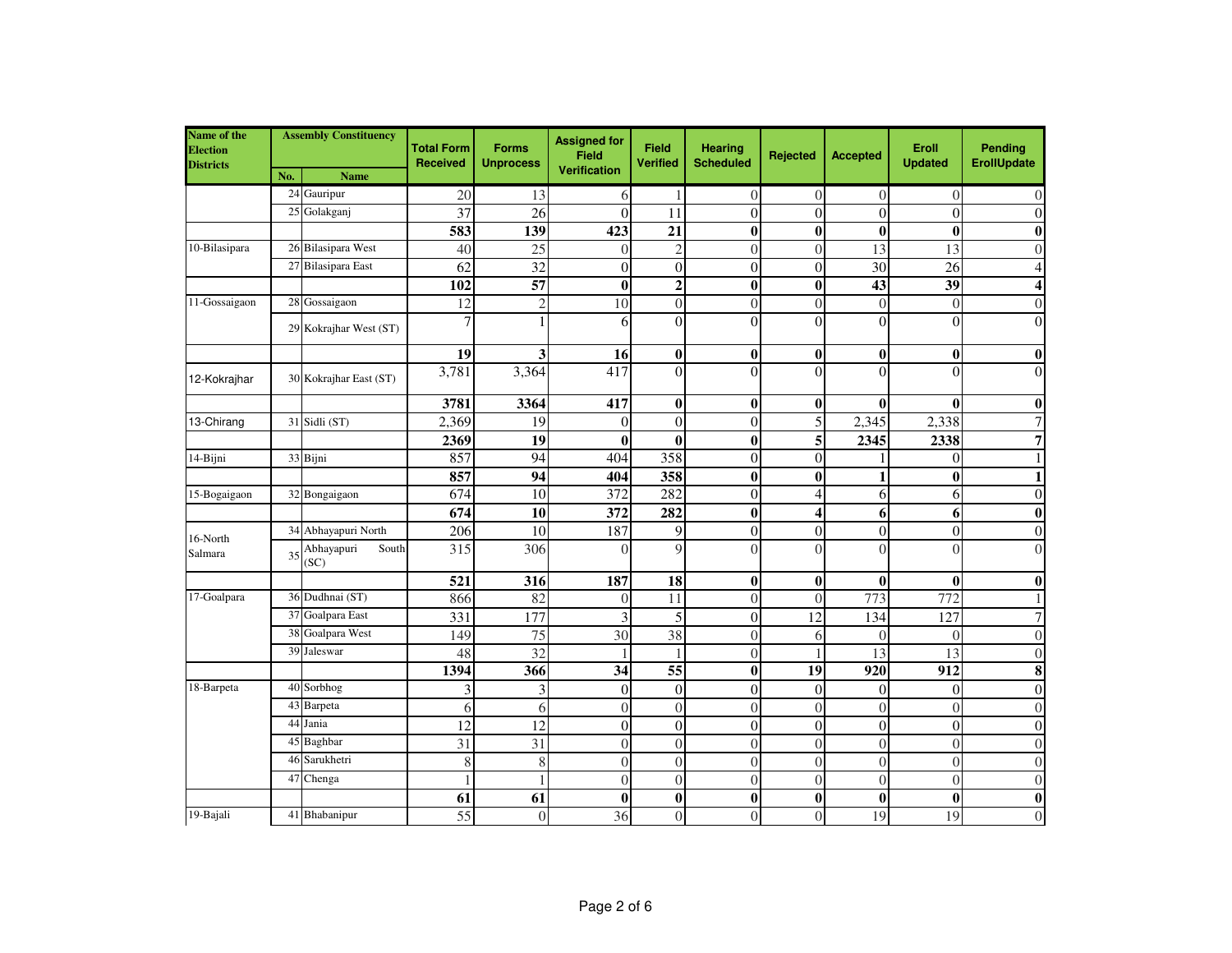| Name of the Election Districts | Assembly Constituency | | Total Form Received | Forms Unprocess | Assigned for Field Verification | Field Verified | Hearing Scheduled | Rejected | Accepted | Eroll Updated | Pending ErollUpdate |
|---|---|---|---|---|---|---|---|---|---|---|---|
| | No. | Name | | | | | | | | | |
| | 24 | Gauripur | 20 | 13 | 6 | 1 | 0 | 0 | 0 | 0 | 0 |
| | 25 | Golakganj | 37 | 26 | 0 | 11 | 0 | 0 | 0 | 0 | 0 |
| | | | **583** | **139** | **423** | **21** | **0** | **0** | **0** | **0** | **0** |
| 10-Bilasipara | 26 | Bilasipara West | 40 | 25 | 0 | 2 | 0 | 0 | 13 | 13 | 0 |
| | 27 | Bilasipara East | 62 | 32 | 0 | 0 | 0 | 0 | 30 | 26 | 4 |
| | | | **102** | **57** | **0** | **2** | **0** | **0** | **43** | **39** | **4** |
| 11-Gossaigaon | 28 | Gossaigaon | 12 | 2 | 10 | 0 | 0 | 0 | 0 | 0 | 0 |
| | 29 | Kokrajhar West (ST) | 7 | 1 | 6 | 0 | 0 | 0 | 0 | 0 | 0 |
| | | | **19** | **3** | **16** | **0** | **0** | **0** | **0** | **0** | **0** |
| 12-Kokrajhar | 30 | Kokrajhar East (ST) | 3,781 | 3,364 | 417 | 0 | 0 | 0 | 0 | 0 | 0 |
| | | | **3781** | **3364** | **417** | **0** | **0** | **0** | **0** | **0** | **0** |
| 13-Chirang | 31 | Sidli (ST) | 2,369 | 19 | 0 | 0 | 0 | 5 | 2,345 | 2,338 | 7 |
| | | | **2369** | **19** | **0** | **0** | **0** | **5** | **2345** | **2338** | **7** |
| 14-Bijni | 33 | Bijni | 857 | 94 | 404 | 358 | 0 | 0 | 1 | 0 | 1 |
| | | | **857** | **94** | **404** | **358** | **0** | **0** | **1** | **0** | **1** |
| 15-Bogaigaon | 32 | Bongaigaon | 674 | 10 | 372 | 282 | 0 | 4 | 6 | 6 | 0 |
| | | | **674** | **10** | **372** | **282** | **0** | **4** | **6** | **6** | **0** |
| 16-North Salmara | 34 | Abhayapuri North | 206 | 10 | 187 | 9 | 0 | 0 | 0 | 0 | 0 |
| | 35 | Abhayapuri South (SC) | 315 | 306 | 0 | 9 | 0 | 0 | 0 | 0 | 0 |
| | | | **521** | **316** | **187** | **18** | **0** | **0** | **0** | **0** | **0** |
| 17-Goalpara | 36 | Dudhnai (ST) | 866 | 82 | 0 | 11 | 0 | 0 | 773 | 772 | 1 |
| | 37 | Goalpara East | 331 | 177 | 3 | 5 | 0 | 12 | 134 | 127 | 7 |
| | 38 | Goalpara West | 149 | 75 | 30 | 38 | 0 | 6 | 0 | 0 | 0 |
| | 39 | Jaleswar | 48 | 32 | 1 | 1 | 0 | 1 | 13 | 13 | 0 |
| | | | **1394** | **366** | **34** | **55** | **0** | **19** | **920** | **912** | **8** |
| 18-Barpeta | 40 | Sorbhog | 3 | 3 | 0 | 0 | 0 | 0 | 0 | 0 | 0 |
| | 43 | Barpeta | 6 | 6 | 0 | 0 | 0 | 0 | 0 | 0 | 0 |
| | 44 | Jania | 12 | 12 | 0 | 0 | 0 | 0 | 0 | 0 | 0 |
| | 45 | Baghbar | 31 | 31 | 0 | 0 | 0 | 0 | 0 | 0 | 0 |
| | 46 | Sarukhetri | 8 | 8 | 0 | 0 | 0 | 0 | 0 | 0 | 0 |
| | 47 | Chenga | 1 | 1 | 0 | 0 | 0 | 0 | 0 | 0 | 0 |
| | | | **61** | **61** | **0** | **0** | **0** | **0** | **0** | **0** | **0** |
| 19-Bajali | 41 | Bhabanipur | 55 | 0 | 36 | 0 | 0 | 0 | 19 | 19 | 0 |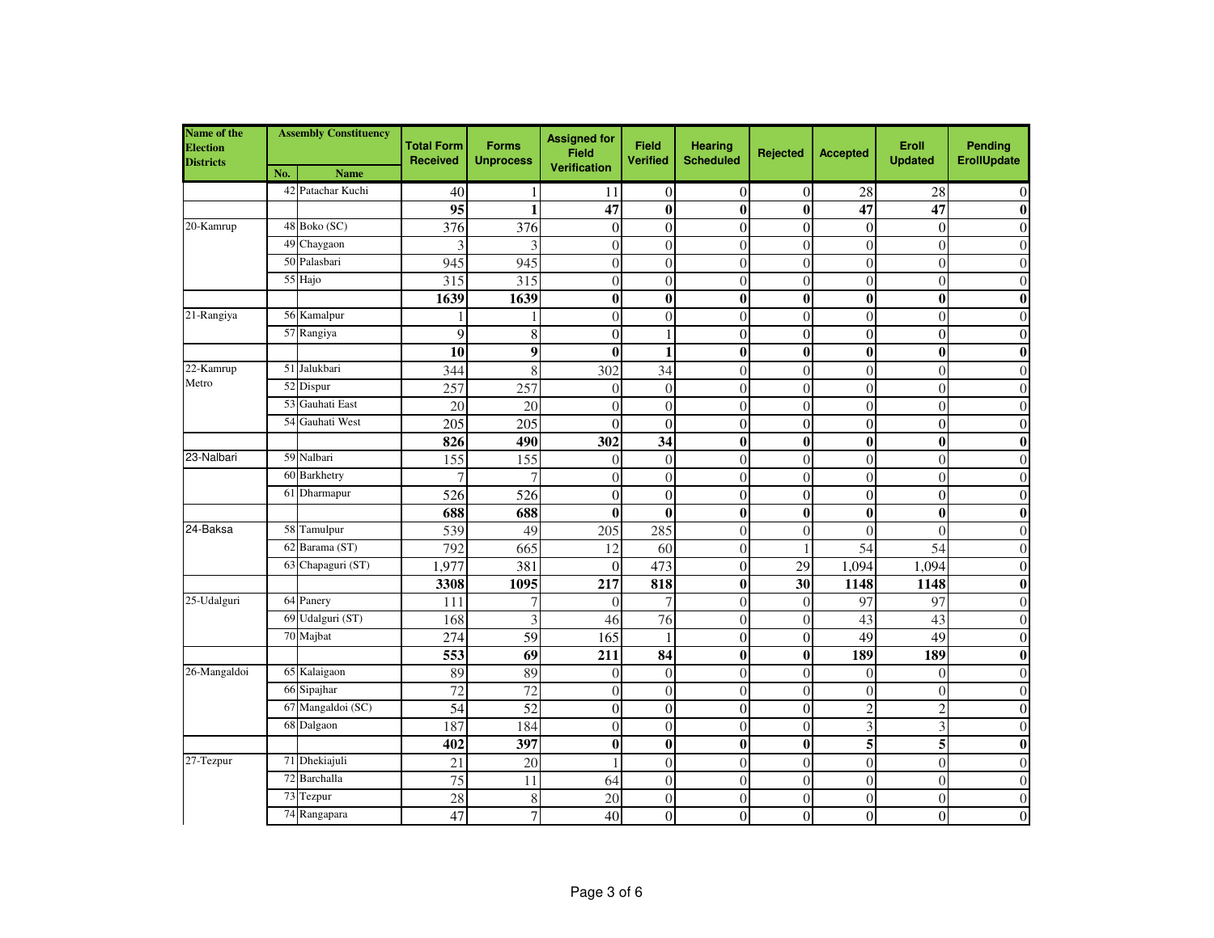| Name of the Election Districts | Assembly Constituency | | Total Form Received | Forms Unprocess | Assigned for Field Verification | Field Verified | Hearing Scheduled | Rejected | Accepted | Eroll Updated | Pending ErollUpdate |
|---|---|---|---|---|---|---|---|---|---|---|---|
| | No. | Name | | | | | | | | | |
| | 42 | Patachar Kuchi | 40 | 1 | 11 | 0 | 0 | 0 | 28 | 28 | 0 |
| | | | **95** | **1** | **47** | **0** | **0** | **0** | **47** | **47** | **0** |
| 20-Kamrup | 48 | Boko (SC) | 376 | 376 | 0 | 0 | 0 | 0 | 0 | 0 | 0 |
| | 49 | Chaygaon | 3 | 3 | 0 | 0 | 0 | 0 | 0 | 0 | 0 |
| | 50 | Palasbari | 945 | 945 | 0 | 0 | 0 | 0 | 0 | 0 | 0 |
| | 55 | Hajo | 315 | 315 | 0 | 0 | 0 | 0 | 0 | 0 | 0 |
| | | | **1639** | **1639** | **0** | **0** | **0** | **0** | **0** | **0** | **0** |
| 21-Rangiya | 56 | Kamalpur | 1 | 1 | 0 | 0 | 0 | 0 | 0 | 0 | 0 |
| | 57 | Rangiya | 9 | 8 | 0 | 1 | 0 | 0 | 0 | 0 | 0 |
| | | | **10** | **9** | **0** | **1** | **0** | **0** | **0** | **0** | **0** |
| 22-Kamrup Metro | 51 | Jalukbari | 344 | 8 | 302 | 34 | 0 | 0 | 0 | 0 | 0 |
| | 52 | Dispur | 257 | 257 | 0 | 0 | 0 | 0 | 0 | 0 | 0 |
| | 53 | Gauhati East | 20 | 20 | 0 | 0 | 0 | 0 | 0 | 0 | 0 |
| | 54 | Gauhati West | 205 | 205 | 0 | 0 | 0 | 0 | 0 | 0 | 0 |
| | | | **826** | **490** | **302** | **34** | **0** | **0** | **0** | **0** | **0** |
| 23-Nalbari | 59 | Nalbari | 155 | 155 | 0 | 0 | 0 | 0 | 0 | 0 | 0 |
| | 60 | Barkhetry | 7 | 7 | 0 | 0 | 0 | 0 | 0 | 0 | 0 |
| | 61 | Dharmapur | 526 | 526 | 0 | 0 | 0 | 0 | 0 | 0 | 0 |
| | | | **688** | **688** | **0** | **0** | **0** | **0** | **0** | **0** | **0** |
| 24-Baksa | 58 | Tamulpur | 539 | 49 | 205 | 285 | 0 | 0 | 0 | 0 | 0 |
| | 62 | Barama (ST) | 792 | 665 | 12 | 60 | 0 | 1 | 54 | 54 | 0 |
| | 63 | Chapaguri (ST) | 1,977 | 381 | 0 | 473 | 0 | 29 | 1,094 | 1,094 | 0 |
| | | | **3308** | **1095** | **217** | **818** | **0** | **30** | **1148** | **1148** | **0** |
| 25-Udalguri | 64 | Panery | 111 | 7 | 0 | 7 | 0 | 0 | 97 | 97 | 0 |
| | 69 | Udalguri (ST) | 168 | 3 | 46 | 76 | 0 | 0 | 43 | 43 | 0 |
| | 70 | Majbat | 274 | 59 | 165 | 1 | 0 | 0 | 49 | 49 | 0 |
| | | | **553** | **69** | **211** | **84** | **0** | **0** | **189** | **189** | **0** |
| 26-Mangaldoi | 65 | Kalaigaon | 89 | 89 | 0 | 0 | 0 | 0 | 0 | 0 | 0 |
| | 66 | Sipajhar | 72 | 72 | 0 | 0 | 0 | 0 | 0 | 0 | 0 |
| | 67 | Mangaldoi (SC) | 54 | 52 | 0 | 0 | 0 | 0 | 2 | 2 | 0 |
| | 68 | Dalgaon | 187 | 184 | 0 | 0 | 0 | 0 | 3 | 3 | 0 |
| | | | **402** | **397** | **0** | **0** | **0** | **0** | **5** | **5** | **0** |
| 27-Tezpur | 71 | Dhekiajuli | 21 | 20 | 1 | 0 | 0 | 0 | 0 | 0 | 0 |
| | 72 | Barchalla | 75 | 11 | 64 | 0 | 0 | 0 | 0 | 0 | 0 |
| | 73 | Tezpur | 28 | 8 | 20 | 0 | 0 | 0 | 0 | 0 | 0 |
| | 74 | Rangapara | 47 | 7 | 40 | 0 | 0 | 0 | 0 | 0 | 0 |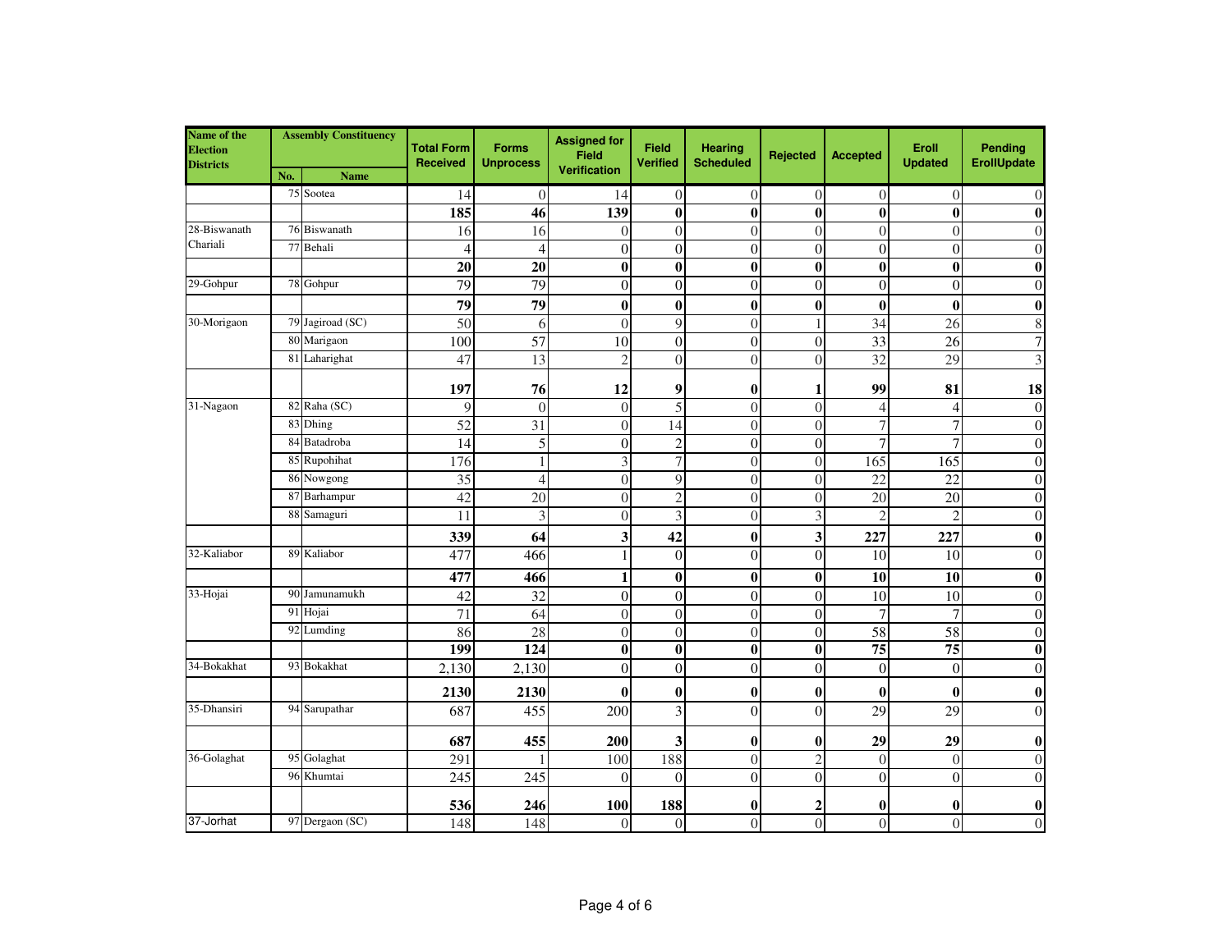| Name of the Election Districts | Assembly Constituency | | Total Form Received | Forms Unprocess | Assigned for Field Verification | Field Verified | Hearing Scheduled | Rejected | Accepted | Eroll Updated | Pending ErollUpdate |
|---|---|---|---|---|---|---|---|---|---|---|---|
| | No. | Name | | | | | | | | | |
| | 75 | Sootea | 14 | 0 | 14 | 0 | 0 | 0 | 0 | 0 | 0 |
| | | | **185** | **46** | **139** | **0** | **0** | **0** | **0** | **0** | **0** |
| 28-Biswanath Chariali | 76 | Biswanath | 16 | 16 | 0 | 0 | 0 | 0 | 0 | 0 | 0 |
| | 77 | Behali | 4 | 4 | 0 | 0 | 0 | 0 | 0 | 0 | 0 |
| | | | **20** | **20** | **0** | **0** | **0** | **0** | **0** | **0** | **0** |
| 29-Gohpur | 78 | Gohpur | 79 | 79 | 0 | 0 | 0 | 0 | 0 | 0 | 0 |
| | | | **79** | **79** | **0** | **0** | **0** | **0** | **0** | **0** | **0** |
| 30-Morigaon | 79 | Jagiroad (SC) | 50 | 6 | 0 | 9 | 0 | 1 | 34 | 26 | 8 |
| | 80 | Marigaon | 100 | 57 | 10 | 0 | 0 | 0 | 33 | 26 | 7 |
| | 81 | Laharighat | 47 | 13 | 2 | 0 | 0 | 0 | 32 | 29 | 3 |
| | | | **197** | **76** | **12** | **9** | **0** | **1** | **99** | **81** | **18** |
| 31-Nagaon | 82 | Raha (SC) | 9 | 0 | 0 | 5 | 0 | 0 | 4 | 4 | 0 |
| | 83 | Dhing | 52 | 31 | 0 | 14 | 0 | 0 | 7 | 7 | 0 |
| | 84 | Batadroba | 14 | 5 | 0 | 2 | 0 | 0 | 7 | 7 | 0 |
| | 85 | Rupohihat | 176 | 1 | 3 | 7 | 0 | 0 | 165 | 165 | 0 |
| | 86 | Nowgong | 35 | 4 | 0 | 9 | 0 | 0 | 22 | 22 | 0 |
| | 87 | Barhampur | 42 | 20 | 0 | 2 | 0 | 0 | 20 | 20 | 0 |
| | 88 | Samaguri | 11 | 3 | 0 | 3 | 0 | 3 | 2 | 2 | 0 |
| | | | **339** | **64** | **3** | **42** | **0** | **3** | **227** | **227** | **0** |
| 32-Kaliabor | 89 | Kaliabor | 477 | 466 | 1 | 0 | 0 | 0 | 10 | 10 | 0 |
| | | | **477** | **466** | **1** | **0** | **0** | **0** | **10** | **10** | **0** |
| 33-Hojai | 90 | Jamunamukh | 42 | 32 | 0 | 0 | 0 | 0 | 10 | 10 | 0 |
| | 91 | Hojai | 71 | 64 | 0 | 0 | 0 | 0 | 7 | 7 | 0 |
| | 92 | Lumding | 86 | 28 | 0 | 0 | 0 | 0 | 58 | 58 | 0 |
| | | | **199** | **124** | **0** | **0** | **0** | **0** | **75** | **75** | **0** |
| 34-Bokakhat | 93 | Bokakhat | 2,130 | 2,130 | 0 | 0 | 0 | 0 | 0 | 0 | 0 |
| | | | **2130** | **2130** | **0** | **0** | **0** | **0** | **0** | **0** | **0** |
| 35-Dhansiri | 94 | Sarupathar | 687 | 455 | 200 | 3 | 0 | 0 | 29 | 29 | 0 |
| | | | **687** | **455** | **200** | **3** | **0** | **0** | **29** | **29** | **0** |
| 36-Golaghat | 95 | Golaghat | 291 | 1 | 100 | 188 | 0 | 2 | 0 | 0 | 0 |
| | 96 | Khumtai | 245 | 245 | 0 | 0 | 0 | 0 | 0 | 0 | 0 |
| | | | **536** | **246** | **100** | **188** | **0** | **2** | **0** | **0** | **0** |
| 37-Jorhat | 97 | Dergaon (SC) | 148 | 148 | 0 | 0 | 0 | 0 | 0 | 0 | 0 |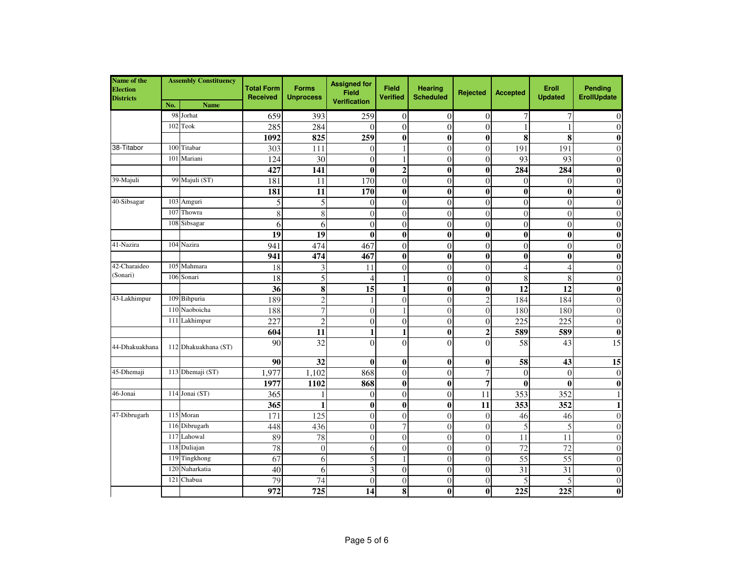| Name of the Election Districts | Assembly Constituency | | Total Form Received | Forms Unprocess | Assigned for Field Verification | Field Verified | Hearing Scheduled | Rejected | Accepted | Eroll Updated | Pending ErollUpdate |
|---|---|---|---|---|---|---|---|---|---|---|---|
| | No. | Name | | | | | | | | | |
| | 98 | Jorhat | 659 | 393 | 259 | 0 | 0 | 0 | 7 | 7 | 0 |
| | 102 | Teok | 285 | 284 | 0 | 0 | 0 | 0 | 1 | 1 | 0 |
| | | | **1092** | **825** | **259** | **0** | **0** | **0** | **8** | **8** | **0** |
| 38-Titabor | 100 | Titabar | 303 | 111 | 0 | 1 | 0 | 0 | 191 | 191 | 0 |
| | 101 | Mariani | 124 | 30 | 0 | 1 | 0 | 0 | 93 | 93 | 0 |
| | | | **427** | **141** | **0** | **2** | **0** | **0** | **284** | **284** | **0** |
| 39-Majuli | 99 | Majuli (ST) | 181 | 11 | 170 | 0 | 0 | 0 | 0 | 0 | 0 |
| | | | **181** | **11** | **170** | **0** | **0** | **0** | **0** | **0** | **0** |
| 40-Sibsagar | 103 | Amguri | 5 | 5 | 0 | 0 | 0 | 0 | 0 | 0 | 0 |
| | 107 | Thowra | 8 | 8 | 0 | 0 | 0 | 0 | 0 | 0 | 0 |
| | 108 | Sibsagar | 6 | 6 | 0 | 0 | 0 | 0 | 0 | 0 | 0 |
| | | | **19** | **19** | **0** | **0** | **0** | **0** | **0** | **0** | **0** |
| 41-Nazira | 104 | Nazira | 941 | 474 | 467 | 0 | 0 | 0 | 0 | 0 | 0 |
| | | | **941** | **474** | **467** | **0** | **0** | **0** | **0** | **0** | **0** |
| 42-Charaideo (Sonari) | 105 | Mahmara | 18 | 3 | 11 | 0 | 0 | 0 | 4 | 4 | 0 |
| | 106 | Sonari | 18 | 5 | 4 | 1 | 0 | 0 | 8 | 8 | 0 |
| | | | **36** | **8** | **15** | **1** | **0** | **0** | **12** | **12** | **0** |
| 43-Lakhimpur | 109 | Bihpuria | 189 | 2 | 1 | 0 | 0 | 2 | 184 | 184 | 0 |
| | 110 | Naoboicha | 188 | 7 | 0 | 1 | 0 | 0 | 180 | 180 | 0 |
| | 111 | Lakhimpur | 227 | 2 | 0 | 0 | 0 | 0 | 225 | 225 | 0 |
| | | | **604** | **11** | **1** | **1** | **0** | **2** | **589** | **589** | **0** |
| 44-Dhakuakhana | 112 | Dhakuakhana (ST) | 90 | 32 | 0 | 0 | 0 | 0 | 58 | 43 | 15 |
| | | | **90** | **32** | **0** | **0** | **0** | **0** | **58** | **43** | **15** |
| 45-Dhemaji | 113 | Dhemaji (ST) | 1,977 | 1,102 | 868 | 0 | 0 | 7 | 0 | 0 | 0 |
| | | | **1977** | **1102** | **868** | **0** | **0** | **7** | **0** | **0** | **0** |
| 46-Jonai | 114 | Jonai (ST) | 365 | 1 | 0 | 0 | 0 | 11 | 353 | 352 | 1 |
| | | | **365** | **1** | **0** | **0** | **0** | **11** | **353** | **352** | **1** |
| 47-Dibrugarh | 115 | Moran | 171 | 125 | 0 | 0 | 0 | 0 | 46 | 46 | 0 |
| | 116 | Dibrugarh | 448 | 436 | 0 | 7 | 0 | 0 | 5 | 5 | 0 |
| | 117 | Lahowal | 89 | 78 | 0 | 0 | 0 | 0 | 11 | 11 | 0 |
| | 118 | Duliajan | 78 | 0 | 6 | 0 | 0 | 0 | 72 | 72 | 0 |
| | 119 | Tingkhong | 67 | 6 | 5 | 1 | 0 | 0 | 55 | 55 | 0 |
| | 120 | Naharkatia | 40 | 6 | 3 | 0 | 0 | 0 | 31 | 31 | 0 |
| | 121 | Chabua | 79 | 74 | 0 | 0 | 0 | 0 | 5 | 5 | 0 |
| | | | **972** | **725** | **14** | **8** | **0** | **0** | **225** | **225** | **0** |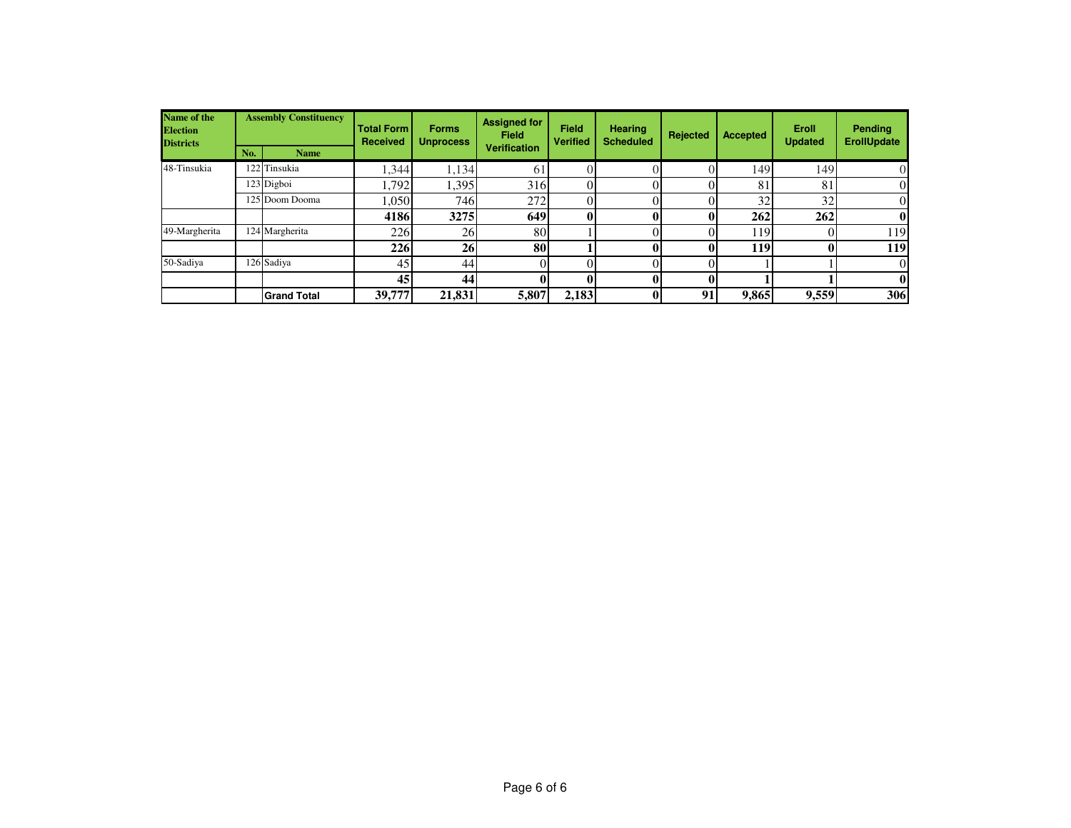| Name of the Election Districts | Assembly Constituency | | Total Form Received | Forms Unprocess | Assigned for Field Verification | Field Verified | Hearing Scheduled | Rejected | Accepted | Eroll Updated | Pending ErollUpdate |
|---|---|---|---|---|---|---|---|---|---|---|---|
| | No. | Name | | | | | | | | | |
| 48-Tinsukia | 122 | Tinsukia | 1,344 | 1,134 | 61 | 0 | 0 | 0 | 149 | 149 | 0 |
| | 123 | Digboi | 1,792 | 1,395 | 316 | 0 | 0 | 0 | 81 | 81 | 0 |
| | 125 | Doom Dooma | 1,050 | 746 | 272 | 0 | 0 | 0 | 32 | 32 | 0 |
| | | | **4186** | **3275** | **649** | **0** | **0** | **0** | **262** | **262** | **0** |
| 49-Margherita | 124 | Margherita | 226 | 26 | 80 | 1 | 0 | 0 | 119 | 0 | 119 |
| | | | **226** | **26** | **80** | **1** | **0** | **0** | **119** | **0** | **119** |
| 50-Sadiya | 126 | Sadiya | 45 | 44 | 0 | 0 | 0 | 0 | 1 | 1 | 0 |
| | | | **45** | **44** | **0** | **0** | **0** | **0** | **1** | **1** | **0** |
| | | **Grand Total** | **39,777** | **21,831** | **5,807** | **2,183** | **0** | **91** | **9,865** | **9,559** | **306** |